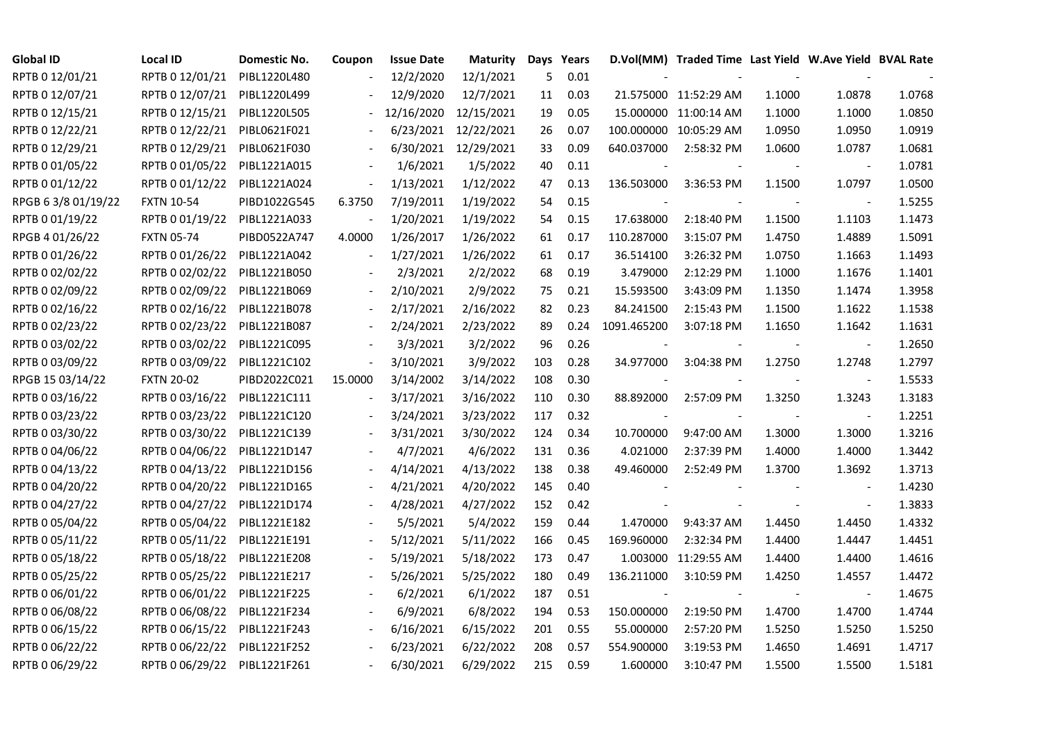| Global ID | Local ID | Domestic No. | Coupon | Issue Date | Maturity | Days | Years | D.Vol(MM) | Traded Time | Last Yield | W.Ave Yield | BVAL Rate |
|---|---|---|---|---|---|---|---|---|---|---|---|---|
| RPTB 0 12/01/21 | RPTB 0 12/01/21 | PIBL1220L480 | - | 12/2/2020 | 12/1/2021 | 5 | 0.01 | - | - | - | - | - |
| RPTB 0 12/07/21 | RPTB 0 12/07/21 | PIBL1220L499 | - | 12/9/2020 | 12/7/2021 | 11 | 0.03 | 21.575000 | 11:52:29 AM | 1.1000 | 1.0878 | 1.0768 |
| RPTB 0 12/15/21 | RPTB 0 12/15/21 | PIBL1220L505 | - | 12/16/2020 | 12/15/2021 | 19 | 0.05 | 15.000000 | 11:00:14 AM | 1.1000 | 1.1000 | 1.0850 |
| RPTB 0 12/22/21 | RPTB 0 12/22/21 | PIBL0621F021 | - | 6/23/2021 | 12/22/2021 | 26 | 0.07 | 100.000000 | 10:05:29 AM | 1.0950 | 1.0950 | 1.0919 |
| RPTB 0 12/29/21 | RPTB 0 12/29/21 | PIBL0621F030 | - | 6/30/2021 | 12/29/2021 | 33 | 0.09 | 640.037000 | 2:58:32 PM | 1.0600 | 1.0787 | 1.0681 |
| RPTB 0 01/05/22 | RPTB 0 01/05/22 | PIBL1221A015 | - | 1/6/2021 | 1/5/2022 | 40 | 0.11 | - | - | - | - | 1.0781 |
| RPTB 0 01/12/22 | RPTB 0 01/12/22 | PIBL1221A024 | - | 1/13/2021 | 1/12/2022 | 47 | 0.13 | 136.503000 | 3:36:53 PM | 1.1500 | 1.0797 | 1.0500 |
| RPGB 6 3/8 01/19/22 | FXTN 10-54 | PIBD1022G545 | 6.3750 | 7/19/2011 | 1/19/2022 | 54 | 0.15 | - | - | - | - | 1.5255 |
| RPTB 0 01/19/22 | RPTB 0 01/19/22 | PIBL1221A033 | - | 1/20/2021 | 1/19/2022 | 54 | 0.15 | 17.638000 | 2:18:40 PM | 1.1500 | 1.1103 | 1.1473 |
| RPGB 4 01/26/22 | FXTN 05-74 | PIBD0522A747 | 4.0000 | 1/26/2017 | 1/26/2022 | 61 | 0.17 | 110.287000 | 3:15:07 PM | 1.4750 | 1.4889 | 1.5091 |
| RPTB 0 01/26/22 | RPTB 0 01/26/22 | PIBL1221A042 | - | 1/27/2021 | 1/26/2022 | 61 | 0.17 | 36.514100 | 3:26:32 PM | 1.0750 | 1.1663 | 1.1493 |
| RPTB 0 02/02/22 | RPTB 0 02/02/22 | PIBL1221B050 | - | 2/3/2021 | 2/2/2022 | 68 | 0.19 | 3.479000 | 2:12:29 PM | 1.1000 | 1.1676 | 1.1401 |
| RPTB 0 02/09/22 | RPTB 0 02/09/22 | PIBL1221B069 | - | 2/10/2021 | 2/9/2022 | 75 | 0.21 | 15.593500 | 3:43:09 PM | 1.1350 | 1.1474 | 1.3958 |
| RPTB 0 02/16/22 | RPTB 0 02/16/22 | PIBL1221B078 | - | 2/17/2021 | 2/16/2022 | 82 | 0.23 | 84.241500 | 2:15:43 PM | 1.1500 | 1.1622 | 1.1538 |
| RPTB 0 02/23/22 | RPTB 0 02/23/22 | PIBL1221B087 | - | 2/24/2021 | 2/23/2022 | 89 | 0.24 | 1091.465200 | 3:07:18 PM | 1.1650 | 1.1642 | 1.1631 |
| RPTB 0 03/02/22 | RPTB 0 03/02/22 | PIBL1221C095 | - | 3/3/2021 | 3/2/2022 | 96 | 0.26 | - | - | - | - | 1.2650 |
| RPTB 0 03/09/22 | RPTB 0 03/09/22 | PIBL1221C102 | - | 3/10/2021 | 3/9/2022 | 103 | 0.28 | 34.977000 | 3:04:38 PM | 1.2750 | 1.2748 | 1.2797 |
| RPGB 15 03/14/22 | FXTN 20-02 | PIBD2022C021 | 15.0000 | 3/14/2002 | 3/14/2022 | 108 | 0.30 | - | - | - | - | 1.5533 |
| RPTB 0 03/16/22 | RPTB 0 03/16/22 | PIBL1221C111 | - | 3/17/2021 | 3/16/2022 | 110 | 0.30 | 88.892000 | 2:57:09 PM | 1.3250 | 1.3243 | 1.3183 |
| RPTB 0 03/23/22 | RPTB 0 03/23/22 | PIBL1221C120 | - | 3/24/2021 | 3/23/2022 | 117 | 0.32 | - | - | - | - | 1.2251 |
| RPTB 0 03/30/22 | RPTB 0 03/30/22 | PIBL1221C139 | - | 3/31/2021 | 3/30/2022 | 124 | 0.34 | 10.700000 | 9:47:00 AM | 1.3000 | 1.3000 | 1.3216 |
| RPTB 0 04/06/22 | RPTB 0 04/06/22 | PIBL1221D147 | - | 4/7/2021 | 4/6/2022 | 131 | 0.36 | 4.021000 | 2:37:39 PM | 1.4000 | 1.4000 | 1.3442 |
| RPTB 0 04/13/22 | RPTB 0 04/13/22 | PIBL1221D156 | - | 4/14/2021 | 4/13/2022 | 138 | 0.38 | 49.460000 | 2:52:49 PM | 1.3700 | 1.3692 | 1.3713 |
| RPTB 0 04/20/22 | RPTB 0 04/20/22 | PIBL1221D165 | - | 4/21/2021 | 4/20/2022 | 145 | 0.40 | - | - | - | - | 1.4230 |
| RPTB 0 04/27/22 | RPTB 0 04/27/22 | PIBL1221D174 | - | 4/28/2021 | 4/27/2022 | 152 | 0.42 | - | - | - | - | 1.3833 |
| RPTB 0 05/04/22 | RPTB 0 05/04/22 | PIBL1221E182 | - | 5/5/2021 | 5/4/2022 | 159 | 0.44 | 1.470000 | 9:43:37 AM | 1.4450 | 1.4450 | 1.4332 |
| RPTB 0 05/11/22 | RPTB 0 05/11/22 | PIBL1221E191 | - | 5/12/2021 | 5/11/2022 | 166 | 0.45 | 169.960000 | 2:32:34 PM | 1.4400 | 1.4447 | 1.4451 |
| RPTB 0 05/18/22 | RPTB 0 05/18/22 | PIBL1221E208 | - | 5/19/2021 | 5/18/2022 | 173 | 0.47 | 1.003000 | 11:29:55 AM | 1.4400 | 1.4400 | 1.4616 |
| RPTB 0 05/25/22 | RPTB 0 05/25/22 | PIBL1221E217 | - | 5/26/2021 | 5/25/2022 | 180 | 0.49 | 136.211000 | 3:10:59 PM | 1.4250 | 1.4557 | 1.4472 |
| RPTB 0 06/01/22 | RPTB 0 06/01/22 | PIBL1221F225 | - | 6/2/2021 | 6/1/2022 | 187 | 0.51 | - | - | - | - | 1.4675 |
| RPTB 0 06/08/22 | RPTB 0 06/08/22 | PIBL1221F234 | - | 6/9/2021 | 6/8/2022 | 194 | 0.53 | 150.000000 | 2:19:50 PM | 1.4700 | 1.4700 | 1.4744 |
| RPTB 0 06/15/22 | RPTB 0 06/15/22 | PIBL1221F243 | - | 6/16/2021 | 6/15/2022 | 201 | 0.55 | 55.000000 | 2:57:20 PM | 1.5250 | 1.5250 | 1.5250 |
| RPTB 0 06/22/22 | RPTB 0 06/22/22 | PIBL1221F252 | - | 6/23/2021 | 6/22/2022 | 208 | 0.57 | 554.900000 | 3:19:53 PM | 1.4650 | 1.4691 | 1.4717 |
| RPTB 0 06/29/22 | RPTB 0 06/29/22 | PIBL1221F261 | - | 6/30/2021 | 6/29/2022 | 215 | 0.59 | 1.600000 | 3:10:47 PM | 1.5500 | 1.5500 | 1.5181 |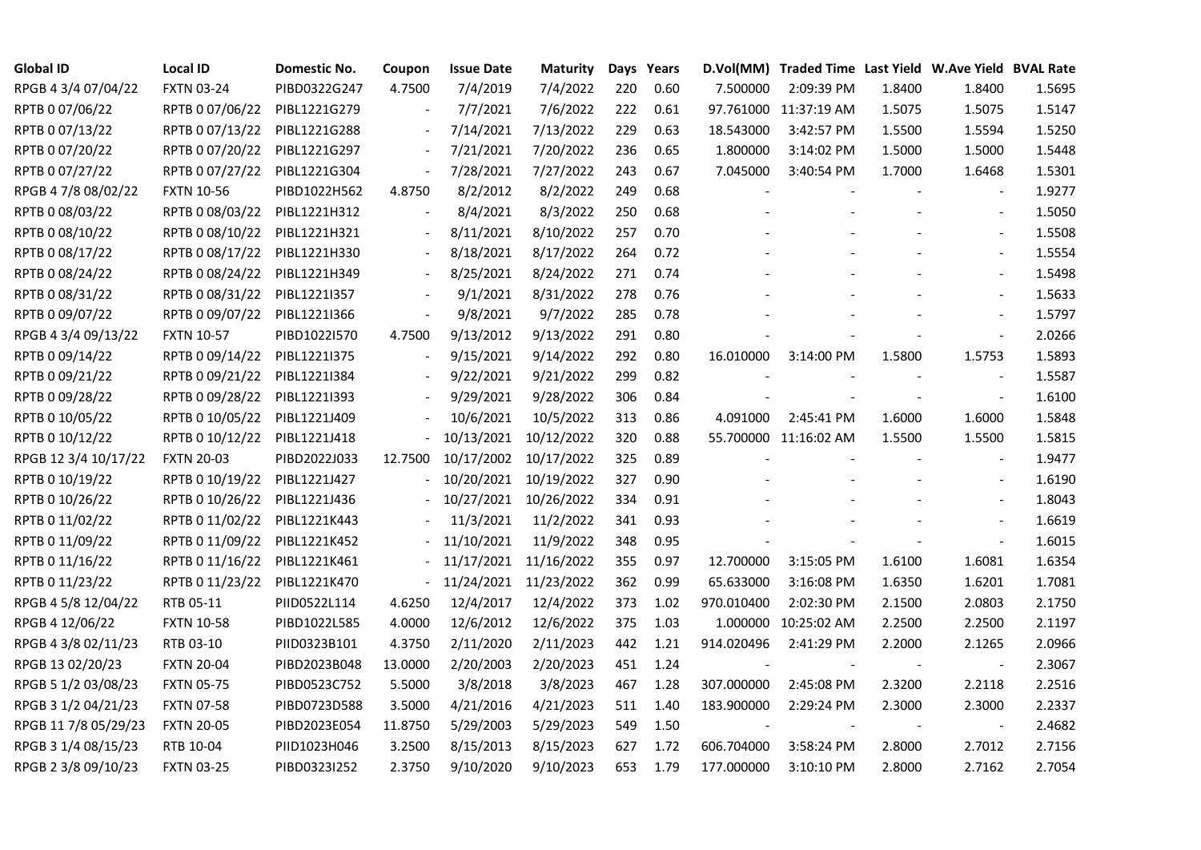| Global ID | Local ID | Domestic No. | Coupon | Issue Date | Maturity | Days | Years | D.Vol(MM) | Traded Time | Last Yield | W.Ave Yield | BVAL Rate |
|---|---|---|---|---|---|---|---|---|---|---|---|---|
| RPGB 4 3/4 07/04/22 | FXTN 03-24 | PIBD0322G247 | 4.7500 | 7/4/2019 | 7/4/2022 | 220 | 0.60 | 7.500000 | 2:09:39 PM | 1.8400 | 1.8400 | 1.5695 |
| RPTB 0 07/06/22 | RPTB 0 07/06/22 | PIBL1221G279 | - | 7/7/2021 | 7/6/2022 | 222 | 0.61 | 97.761000 | 11:37:19 AM | 1.5075 | 1.5075 | 1.5147 |
| RPTB 0 07/13/22 | RPTB 0 07/13/22 | PIBL1221G288 | - | 7/14/2021 | 7/13/2022 | 229 | 0.63 | 18.543000 | 3:42:57 PM | 1.5500 | 1.5594 | 1.5250 |
| RPTB 0 07/20/22 | RPTB 0 07/20/22 | PIBL1221G297 | - | 7/21/2021 | 7/20/2022 | 236 | 0.65 | 1.800000 | 3:14:02 PM | 1.5000 | 1.5000 | 1.5448 |
| RPTB 0 07/27/22 | RPTB 0 07/27/22 | PIBL1221G304 | - | 7/28/2021 | 7/27/2022 | 243 | 0.67 | 7.045000 | 3:40:54 PM | 1.7000 | 1.6468 | 1.5301 |
| RPGB 4 7/8 08/02/22 | FXTN 10-56 | PIBD1022H562 | 4.8750 | 8/2/2012 | 8/2/2022 | 249 | 0.68 | - | - | - | - | 1.9277 |
| RPTB 0 08/03/22 | RPTB 0 08/03/22 | PIBL1221H312 | - | 8/4/2021 | 8/3/2022 | 250 | 0.68 | - | - | - | - | 1.5050 |
| RPTB 0 08/10/22 | RPTB 0 08/10/22 | PIBL1221H321 | - | 8/11/2021 | 8/10/2022 | 257 | 0.70 | - | - | - | - | 1.5508 |
| RPTB 0 08/17/22 | RPTB 0 08/17/22 | PIBL1221H330 | - | 8/18/2021 | 8/17/2022 | 264 | 0.72 | - | - | - | - | 1.5554 |
| RPTB 0 08/24/22 | RPTB 0 08/24/22 | PIBL1221H349 | - | 8/25/2021 | 8/24/2022 | 271 | 0.74 | - | - | - | - | 1.5498 |
| RPTB 0 08/31/22 | RPTB 0 08/31/22 | PIBL1221I357 | - | 9/1/2021 | 8/31/2022 | 278 | 0.76 | - | - | - | - | 1.5633 |
| RPTB 0 09/07/22 | RPTB 0 09/07/22 | PIBL1221I366 | - | 9/8/2021 | 9/7/2022 | 285 | 0.78 | - | - | - | - | 1.5797 |
| RPGB 4 3/4 09/13/22 | FXTN 10-57 | PIBD1022I570 | 4.7500 | 9/13/2012 | 9/13/2022 | 291 | 0.80 | - | - | - | - | 2.0266 |
| RPTB 0 09/14/22 | RPTB 0 09/14/22 | PIBL1221I375 | - | 9/15/2021 | 9/14/2022 | 292 | 0.80 | 16.010000 | 3:14:00 PM | 1.5800 | 1.5753 | 1.5893 |
| RPTB 0 09/21/22 | RPTB 0 09/21/22 | PIBL1221I384 | - | 9/22/2021 | 9/21/2022 | 299 | 0.82 | - | - | - | - | 1.5587 |
| RPTB 0 09/28/22 | RPTB 0 09/28/22 | PIBL1221I393 | - | 9/29/2021 | 9/28/2022 | 306 | 0.84 | - | - | - | - | 1.6100 |
| RPTB 0 10/05/22 | RPTB 0 10/05/22 | PIBL1221J409 | - | 10/6/2021 | 10/5/2022 | 313 | 0.86 | 4.091000 | 2:45:41 PM | 1.6000 | 1.6000 | 1.5848 |
| RPTB 0 10/12/22 | RPTB 0 10/12/22 | PIBL1221J418 | - | 10/13/2021 | 10/12/2022 | 320 | 0.88 | 55.700000 | 11:16:02 AM | 1.5500 | 1.5500 | 1.5815 |
| RPGB 12 3/4 10/17/22 | FXTN 20-03 | PIBD2022J033 | 12.7500 | 10/17/2002 | 10/17/2022 | 325 | 0.89 | - | - | - | - | 1.9477 |
| RPTB 0 10/19/22 | RPTB 0 10/19/22 | PIBL1221J427 | - | 10/20/2021 | 10/19/2022 | 327 | 0.90 | - | - | - | - | 1.6190 |
| RPTB 0 10/26/22 | RPTB 0 10/26/22 | PIBL1221J436 | - | 10/27/2021 | 10/26/2022 | 334 | 0.91 | - | - | - | - | 1.8043 |
| RPTB 0 11/02/22 | RPTB 0 11/02/22 | PIBL1221K443 | - | 11/3/2021 | 11/2/2022 | 341 | 0.93 | - | - | - | - | 1.6619 |
| RPTB 0 11/09/22 | RPTB 0 11/09/22 | PIBL1221K452 | - | 11/10/2021 | 11/9/2022 | 348 | 0.95 | - | - | - | - | 1.6015 |
| RPTB 0 11/16/22 | RPTB 0 11/16/22 | PIBL1221K461 | - | 11/17/2021 | 11/16/2022 | 355 | 0.97 | 12.700000 | 3:15:05 PM | 1.6100 | 1.6081 | 1.6354 |
| RPTB 0 11/23/22 | RPTB 0 11/23/22 | PIBL1221K470 | - | 11/24/2021 | 11/23/2022 | 362 | 0.99 | 65.633000 | 3:16:08 PM | 1.6350 | 1.6201 | 1.7081 |
| RPGB 4 5/8 12/04/22 | RTB 05-11 | PIID0522L114 | 4.6250 | 12/4/2017 | 12/4/2022 | 373 | 1.02 | 970.010400 | 2:02:30 PM | 2.1500 | 2.0803 | 2.1750 |
| RPGB 4 12/06/22 | FXTN 10-58 | PIBD1022L585 | 4.0000 | 12/6/2012 | 12/6/2022 | 375 | 1.03 | 1.000000 | 10:25:02 AM | 2.2500 | 2.2500 | 2.1197 |
| RPGB 4 3/8 02/11/23 | RTB 03-10 | PIID0323B101 | 4.3750 | 2/11/2020 | 2/11/2023 | 442 | 1.21 | 914.020496 | 2:41:29 PM | 2.2000 | 2.1265 | 2.0966 |
| RPGB 13 02/20/23 | FXTN 20-04 | PIBD2023B048 | 13.0000 | 2/20/2003 | 2/20/2023 | 451 | 1.24 | - | - | - | - | 2.3067 |
| RPGB 5 1/2 03/08/23 | FXTN 05-75 | PIBD0523C752 | 5.5000 | 3/8/2018 | 3/8/2023 | 467 | 1.28 | 307.000000 | 2:45:08 PM | 2.3200 | 2.2118 | 2.2516 |
| RPGB 3 1/2 04/21/23 | FXTN 07-58 | PIBD0723D588 | 3.5000 | 4/21/2016 | 4/21/2023 | 511 | 1.40 | 183.900000 | 2:29:24 PM | 2.3000 | 2.3000 | 2.2337 |
| RPGB 11 7/8 05/29/23 | FXTN 20-05 | PIBD2023E054 | 11.8750 | 5/29/2003 | 5/29/2023 | 549 | 1.50 | - | - | - | - | 2.4682 |
| RPGB 3 1/4 08/15/23 | RTB 10-04 | PIID1023H046 | 3.2500 | 8/15/2013 | 8/15/2023 | 627 | 1.72 | 606.704000 | 3:58:24 PM | 2.8000 | 2.7012 | 2.7156 |
| RPGB 2 3/8 09/10/23 | FXTN 03-25 | PIBD0323I252 | 2.3750 | 9/10/2020 | 9/10/2023 | 653 | 1.79 | 177.000000 | 3:10:10 PM | 2.8000 | 2.7162 | 2.7054 |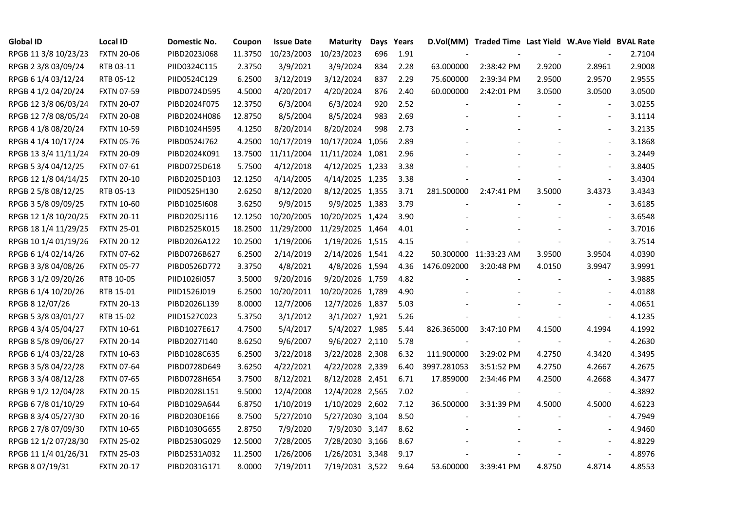| Global ID | Local ID | Domestic No. | Coupon | Issue Date | Maturity | Days | Years | D.Vol(MM) | Traded Time | Last Yield | W.Ave Yield | BVAL Rate |
|---|---|---|---|---|---|---|---|---|---|---|---|---|
| RPGB 11 3/8 10/23/23 | FXTN 20-06 | PIBD2023J068 | 11.3750 | 10/23/2003 | 10/23/2023 | 696 | 1.91 | - | - | - | - | 2.7104 |
| RPGB 2 3/8 03/09/24 | RTB 03-11 | PIID0324C115 | 2.3750 | 3/9/2021 | 3/9/2024 | 834 | 2.28 | 63.000000 | 2:38:42 PM | 2.9200 | 2.8961 | 2.9008 |
| RPGB 6 1/4 03/12/24 | RTB 05-12 | PIID0524C129 | 6.2500 | 3/12/2019 | 3/12/2024 | 837 | 2.29 | 75.600000 | 2:39:34 PM | 2.9500 | 2.9570 | 2.9555 |
| RPGB 4 1/2 04/20/24 | FXTN 07-59 | PIBD0724D595 | 4.5000 | 4/20/2017 | 4/20/2024 | 876 | 2.40 | 60.000000 | 2:42:01 PM | 3.0500 | 3.0500 | 3.0500 |
| RPGB 12 3/8 06/03/24 | FXTN 20-07 | PIBD2024F075 | 12.3750 | 6/3/2004 | 6/3/2024 | 920 | 2.52 | - | - | - | - | 3.0255 |
| RPGB 12 7/8 08/05/24 | FXTN 20-08 | PIBD2024H086 | 12.8750 | 8/5/2004 | 8/5/2024 | 983 | 2.69 | - | - | - | - | 3.1114 |
| RPGB 4 1/8 08/20/24 | FXTN 10-59 | PIBD1024H595 | 4.1250 | 8/20/2014 | 8/20/2024 | 998 | 2.73 | - | - | - | - | 3.2135 |
| RPGB 4 1/4 10/17/24 | FXTN 05-76 | PIBD0524J762 | 4.2500 | 10/17/2019 | 10/17/2024 | 1,056 | 2.89 | - | - | - | - | 3.1868 |
| RPGB 13 3/4 11/11/24 | FXTN 20-09 | PIBD2024K091 | 13.7500 | 11/11/2004 | 11/11/2024 | 1,081 | 2.96 | - | - | - | - | 3.2449 |
| RPGB 5 3/4 04/12/25 | FXTN 07-61 | PIBD0725D618 | 5.7500 | 4/12/2018 | 4/12/2025 | 1,233 | 3.38 | - | - | - | - | 3.8405 |
| RPGB 12 1/8 04/14/25 | FXTN 20-10 | PIBD2025D103 | 12.1250 | 4/14/2005 | 4/14/2025 | 1,235 | 3.38 | - | - | - | - | 3.4304 |
| RPGB 2 5/8 08/12/25 | RTB 05-13 | PIID0525H130 | 2.6250 | 8/12/2020 | 8/12/2025 | 1,355 | 3.71 | 281.500000 | 2:47:41 PM | 3.5000 | 3.4373 | 3.4343 |
| RPGB 3 5/8 09/09/25 | FXTN 10-60 | PIBD1025I608 | 3.6250 | 9/9/2015 | 9/9/2025 | 1,383 | 3.79 | - | - | - | - | 3.6185 |
| RPGB 12 1/8 10/20/25 | FXTN 20-11 | PIBD2025J116 | 12.1250 | 10/20/2005 | 10/20/2025 | 1,424 | 3.90 | - | - | - | - | 3.6548 |
| RPGB 18 1/4 11/29/25 | FXTN 25-01 | PIBD2525K015 | 18.2500 | 11/29/2000 | 11/29/2025 | 1,464 | 4.01 | - | - | - | - | 3.7016 |
| RPGB 10 1/4 01/19/26 | FXTN 20-12 | PIBD2026A122 | 10.2500 | 1/19/2006 | 1/19/2026 | 1,515 | 4.15 | - | - | - | - | 3.7514 |
| RPGB 6 1/4 02/14/26 | FXTN 07-62 | PIBD0726B627 | 6.2500 | 2/14/2019 | 2/14/2026 | 1,541 | 4.22 | 50.300000 | 11:33:23 AM | 3.9500 | 3.9504 | 4.0390 |
| RPGB 3 3/8 04/08/26 | FXTN 05-77 | PIBD0526D772 | 3.3750 | 4/8/2021 | 4/8/2026 | 1,594 | 4.36 | 1476.092000 | 3:20:48 PM | 4.0150 | 3.9947 | 3.9991 |
| RPGB 3 1/2 09/20/26 | RTB 10-05 | PIID1026I057 | 3.5000 | 9/20/2016 | 9/20/2026 | 1,759 | 4.82 | - | - | - | - | 3.9885 |
| RPGB 6 1/4 10/20/26 | RTB 15-01 | PIID1526J019 | 6.2500 | 10/20/2011 | 10/20/2026 | 1,789 | 4.90 | - | - | - | - | 4.0188 |
| RPGB 8 12/07/26 | FXTN 20-13 | PIBD2026L139 | 8.0000 | 12/7/2006 | 12/7/2026 | 1,837 | 5.03 | - | - | - | - | 4.0651 |
| RPGB 5 3/8 03/01/27 | RTB 15-02 | PIID1527C023 | 5.3750 | 3/1/2012 | 3/1/2027 | 1,921 | 5.26 | - | - | - | - | 4.1235 |
| RPGB 4 3/4 05/04/27 | FXTN 10-61 | PIBD1027E617 | 4.7500 | 5/4/2017 | 5/4/2027 | 1,985 | 5.44 | 826.365000 | 3:47:10 PM | 4.1500 | 4.1994 | 4.1992 |
| RPGB 8 5/8 09/06/27 | FXTN 20-14 | PIBD2027I140 | 8.6250 | 9/6/2007 | 9/6/2027 | 2,110 | 5.78 | - | - | - | - | 4.2630 |
| RPGB 6 1/4 03/22/28 | FXTN 10-63 | PIBD1028C635 | 6.2500 | 3/22/2018 | 3/22/2028 | 2,308 | 6.32 | 111.900000 | 3:29:02 PM | 4.2750 | 4.3420 | 4.3495 |
| RPGB 3 5/8 04/22/28 | FXTN 07-64 | PIBD0728D649 | 3.6250 | 4/22/2021 | 4/22/2028 | 2,339 | 6.40 | 3997.281053 | 3:51:52 PM | 4.2750 | 4.2667 | 4.2675 |
| RPGB 3 3/4 08/12/28 | FXTN 07-65 | PIBD0728H654 | 3.7500 | 8/12/2021 | 8/12/2028 | 2,451 | 6.71 | 17.859000 | 2:34:46 PM | 4.2500 | 4.2668 | 4.3477 |
| RPGB 9 1/2 12/04/28 | FXTN 20-15 | PIBD2028L151 | 9.5000 | 12/4/2008 | 12/4/2028 | 2,565 | 7.02 | - | - | - | - | 4.3892 |
| RPGB 6 7/8 01/10/29 | FXTN 10-64 | PIBD1029A644 | 6.8750 | 1/10/2019 | 1/10/2029 | 2,602 | 7.12 | 36.500000 | 3:31:39 PM | 4.5000 | 4.5000 | 4.6223 |
| RPGB 8 3/4 05/27/30 | FXTN 20-16 | PIBD2030E166 | 8.7500 | 5/27/2010 | 5/27/2030 | 3,104 | 8.50 | - | - | - | - | 4.7949 |
| RPGB 2 7/8 07/09/30 | FXTN 10-65 | PIBD1030G655 | 2.8750 | 7/9/2020 | 7/9/2030 | 3,147 | 8.62 | - | - | - | - | 4.9460 |
| RPGB 12 1/2 07/28/30 | FXTN 25-02 | PIBD2530G029 | 12.5000 | 7/28/2005 | 7/28/2030 | 3,166 | 8.67 | - | - | - | - | 4.8229 |
| RPGB 11 1/4 01/26/31 | FXTN 25-03 | PIBD2531A032 | 11.2500 | 1/26/2006 | 1/26/2031 | 3,348 | 9.17 | - | - | - | - | 4.8976 |
| RPGB 8 07/19/31 | FXTN 20-17 | PIBD2031G171 | 8.0000 | 7/19/2011 | 7/19/2031 | 3,522 | 9.64 | 53.600000 | 3:39:41 PM | 4.8750 | 4.8714 | 4.8553 |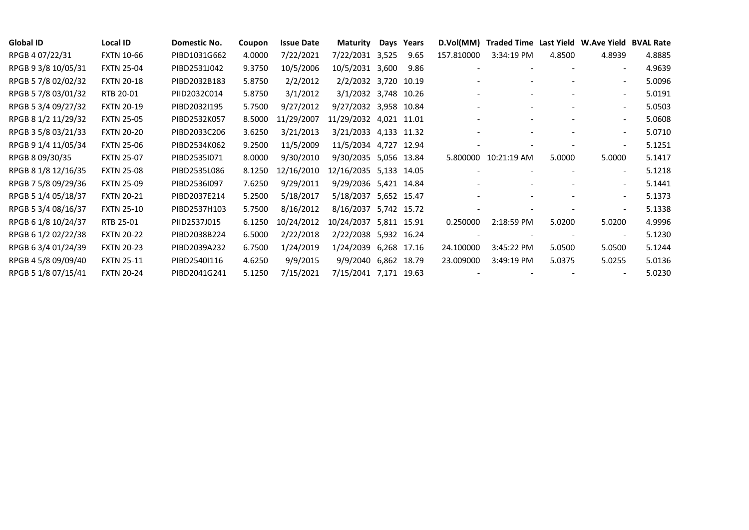| Global ID | Local ID | Domestic No. | Coupon | Issue Date | Maturity | Days | Years | D.Vol(MM) | Traded Time | Last Yield | W.Ave Yield | BVAL Rate |
|---|---|---|---|---|---|---|---|---|---|---|---|---|
| RPGB 4 07/22/31 | FXTN 10-66 | PIBD1031G662 | 4.0000 | 7/22/2021 | 7/22/2031 | 3,525 | 9.65 | 157.810000 | 3:34:19 PM | 4.8500 | 4.8939 | 4.8885 |
| RPGB 9 3/8 10/05/31 | FXTN 25-04 | PIBD2531J042 | 9.3750 | 10/5/2006 | 10/5/2031 | 3,600 | 9.86 | - | - | - | - | 4.9639 |
| RPGB 5 7/8 02/02/32 | FXTN 20-18 | PIBD2032B183 | 5.8750 | 2/2/2012 | 2/2/2032 | 3,720 | 10.19 | - | - | - | - | 5.0096 |
| RPGB 5 7/8 03/01/32 | RTB 20-01 | PIID2032C014 | 5.8750 | 3/1/2012 | 3/1/2032 | 3,748 | 10.26 | - | - | - | - | 5.0191 |
| RPGB 5 3/4 09/27/32 | FXTN 20-19 | PIBD2032I195 | 5.7500 | 9/27/2012 | 9/27/2032 | 3,958 | 10.84 | - | - | - | - | 5.0503 |
| RPGB 8 1/2 11/29/32 | FXTN 25-05 | PIBD2532K057 | 8.5000 | 11/29/2007 | 11/29/2032 | 4,021 | 11.01 | - | - | - | - | 5.0608 |
| RPGB 3 5/8 03/21/33 | FXTN 20-20 | PIBD2033C206 | 3.6250 | 3/21/2013 | 3/21/2033 | 4,133 | 11.32 | - | - | - | - | 5.0710 |
| RPGB 9 1/4 11/05/34 | FXTN 25-06 | PIBD2534K062 | 9.2500 | 11/5/2009 | 11/5/2034 | 4,727 | 12.94 | - | - | - | - | 5.1251 |
| RPGB 8 09/30/35 | FXTN 25-07 | PIBD2535I071 | 8.0000 | 9/30/2010 | 9/30/2035 | 5,056 | 13.84 | 5.800000 | 10:21:19 AM | 5.0000 | 5.0000 | 5.1417 |
| RPGB 8 1/8 12/16/35 | FXTN 25-08 | PIBD2535L086 | 8.1250 | 12/16/2010 | 12/16/2035 | 5,133 | 14.05 | - | - | - | - | 5.1218 |
| RPGB 7 5/8 09/29/36 | FXTN 25-09 | PIBD2536I097 | 7.6250 | 9/29/2011 | 9/29/2036 | 5,421 | 14.84 | - | - | - | - | 5.1441 |
| RPGB 5 1/4 05/18/37 | FXTN 20-21 | PIBD2037E214 | 5.2500 | 5/18/2017 | 5/18/2037 | 5,652 | 15.47 | - | - | - | - | 5.1373 |
| RPGB 5 3/4 08/16/37 | FXTN 25-10 | PIBD2537H103 | 5.7500 | 8/16/2012 | 8/16/2037 | 5,742 | 15.72 | - | - | - | - | 5.1338 |
| RPGB 6 1/8 10/24/37 | RTB 25-01 | PIID2537J015 | 6.1250 | 10/24/2012 | 10/24/2037 | 5,811 | 15.91 | 0.250000 | 2:18:59 PM | 5.0200 | 5.0200 | 4.9996 |
| RPGB 6 1/2 02/22/38 | FXTN 20-22 | PIBD2038B224 | 6.5000 | 2/22/2018 | 2/22/2038 | 5,932 | 16.24 | - | - | - | - | 5.1230 |
| RPGB 6 3/4 01/24/39 | FXTN 20-23 | PIBD2039A232 | 6.7500 | 1/24/2019 | 1/24/2039 | 6,268 | 17.16 | 24.100000 | 3:45:22 PM | 5.0500 | 5.0500 | 5.1244 |
| RPGB 4 5/8 09/09/40 | FXTN 25-11 | PIBD2540I116 | 4.6250 | 9/9/2015 | 9/9/2040 | 6,862 | 18.79 | 23.009000 | 3:49:19 PM | 5.0375 | 5.0255 | 5.0136 |
| RPGB 5 1/8 07/15/41 | FXTN 20-24 | PIBD2041G241 | 5.1250 | 7/15/2021 | 7/15/2041 | 7,171 | 19.63 | - | - | - | - | 5.0230 |